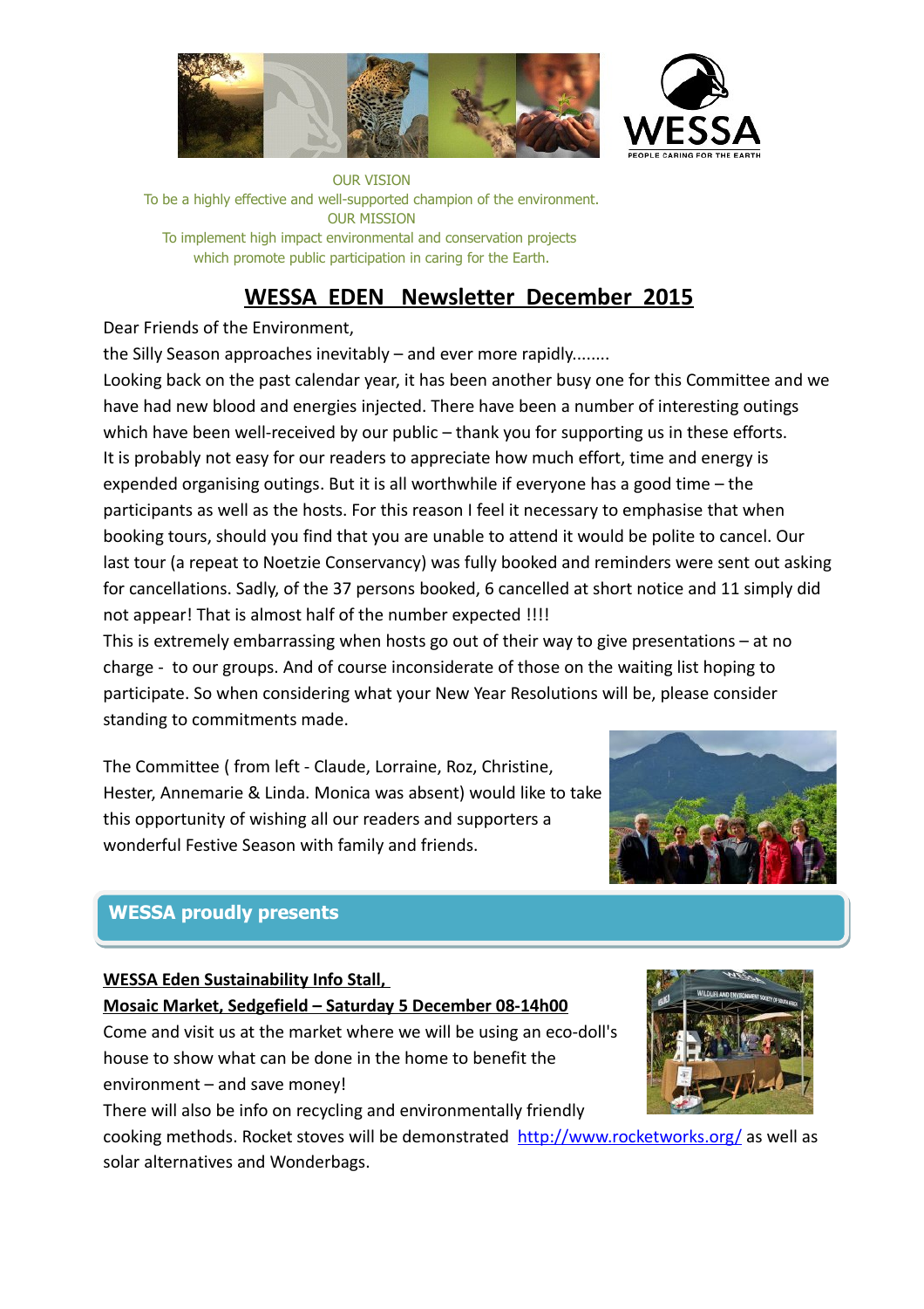OUR VISION

To be a highly effective and well-supported champion of the environment.

OUR MISSION

To implement high impact environmental and conservation projects which promote public participation in caring for the Earth.

# WESSA EDEN Newsletter December 2015

Dear Friends of the Environment,

the Silly Season approaches inevitably – and ever more rapidly........

Looking back on the past calendar year, it has been another busy one for this Committee and we have had new blood and energies injected. There have been a number of interesting outings which have been well-received by our public – thank you for supporting us in these efforts.

It is probably not easy for our readers to appreciate how much effort, time and energy is expended organising outings. But it is all worthwhile if everyone has a good time – the participants as well as the hosts. For this reason I feel it necessary to emphasise that when booking tours, should you find that you are unable to attend it would be polite to cancel. Our last tour (a repeat to Noetzie Conservancy) was fully booked and reminders were sent out asking for cancellations. Sadly, of the 37 persons booked, 6 cancelled at short notice and 11 simply did not appear! That is almost half of the number expected !!!!

This is extremely embarrassing when hosts go out of their way to give presentations – at no charge - to our groups. And of course inconsiderate of those on the waiting list hoping to participate. So when considering what your New Year Resolutions will be, please consider standing to commitments made.

The Committee ( from left - Claude, Lorraine, Roz, Christine, Hester, Annemarie & Linda. Monica was absent) would like to take this opportunity of wishing all our readers and supporters a wonderful Festive Season with family and friends.

## WESSA proudly presents

**WESSA Eden Sustainability Info Stall,**

**Mosaic Market, Sedgefield – Saturday 5 December 08-14h00**

Come and visit us at the market where we will be using an eco-doll's house to show what can be done in the home to benefit the environment – and save money!

There will also be info on recycling and environmentally friendly cooking methods. Rocket stoves will be demonstrated [http://www.rocketworks.org/](http://www.rocketworks.org/) as well as solar alternatives and Wonderbags.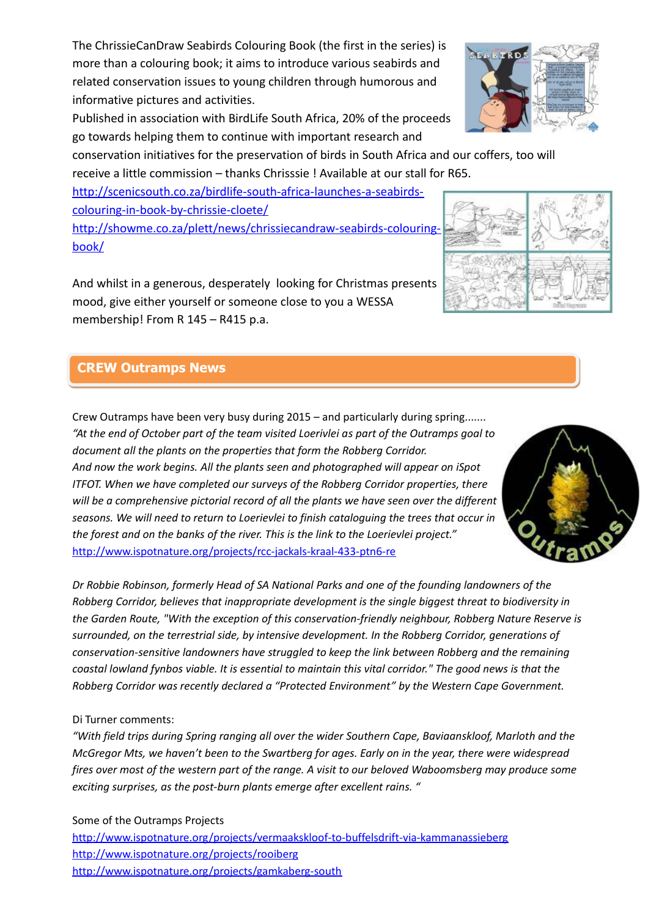The ChrissieCanDraw Seabirds Colouring Book (the first in the series) is more than a colouring book; it aims to introduce various seabirds and related conservation issues to young children through humorous and informative pictures and activities.
Published in association with BirdLife South Africa, 20% of the proceeds go towards helping them to continue with important research and conservation initiatives for the preservation of birds in South Africa and our coffers, too will receive a little commission – thanks Chrisssie ! Available at our stall for R65.
http://scenicsouth.co.za/birdlife-south-africa-launches-a-seabirds-colouring-in-book-by-chrissie-cloete/
http://showme.co.za/plett/news/chrissiecandraw-seabirds-colouring-book/

And whilst in a generous, desperately looking for Christmas presents mood, give either yourself or someone close to you a WESSA membership! From R 145 – R415 p.a.

## CREW Outramps News

Crew Outramps have been very busy during 2015 – and particularly during spring.......
*"At the end of October part of the team visited Loerivlei as part of the Outramps goal to document all the plants on the properties that form the Robberg Corridor. And now the work begins. All the plants seen and photographed will appear on iSpot ITFOT. When we have completed our surveys of the Robberg Corridor properties, there will be a comprehensive pictorial record of all the plants we have seen over the different seasons. We will need to return to Loerievlei to finish cataloguing the trees that occur in the forest and on the banks of the river. This is the link to the Loerievlei project."*
http://www.ispotnature.org/projects/rcc-jackals-kraal-433-ptn6-re

*Dr Robbie Robinson, formerly Head of SA National Parks and one of the founding landowners of the Robberg Corridor, believes that inappropriate development is the single biggest threat to biodiversity in the Garden Route, "With the exception of this conservation-friendly neighbour, Robberg Nature Reserve is surrounded, on the terrestrial side, by intensive development. In the Robberg Corridor, generations of conservation-sensitive landowners have struggled to keep the link between Robberg and the remaining coastal lowland fynbos viable. It is essential to maintain this vital corridor." The good news is that the Robberg Corridor was recently declared a "Protected Environment" by the Western Cape Government.*

Di Turner comments:
*"With field trips during Spring ranging all over the wider Southern Cape, Baviaanskloof, Marloth and the McGregor Mts, we haven't been to the Swartberg for ages. Early on in the year, there were widespread fires over most of the western part of the range. A visit to our beloved Waboomsberg may produce some exciting surprises, as the post-burn plants emerge after excellent rains. "*

Some of the Outramps Projects
http://www.ispotnature.org/projects/vermaakskloof-to-buffelsdrift-via-kammanassieberg
http://www.ispotnature.org/projects/rooiberg
http://www.ispotnature.org/projects/gamkaberg-south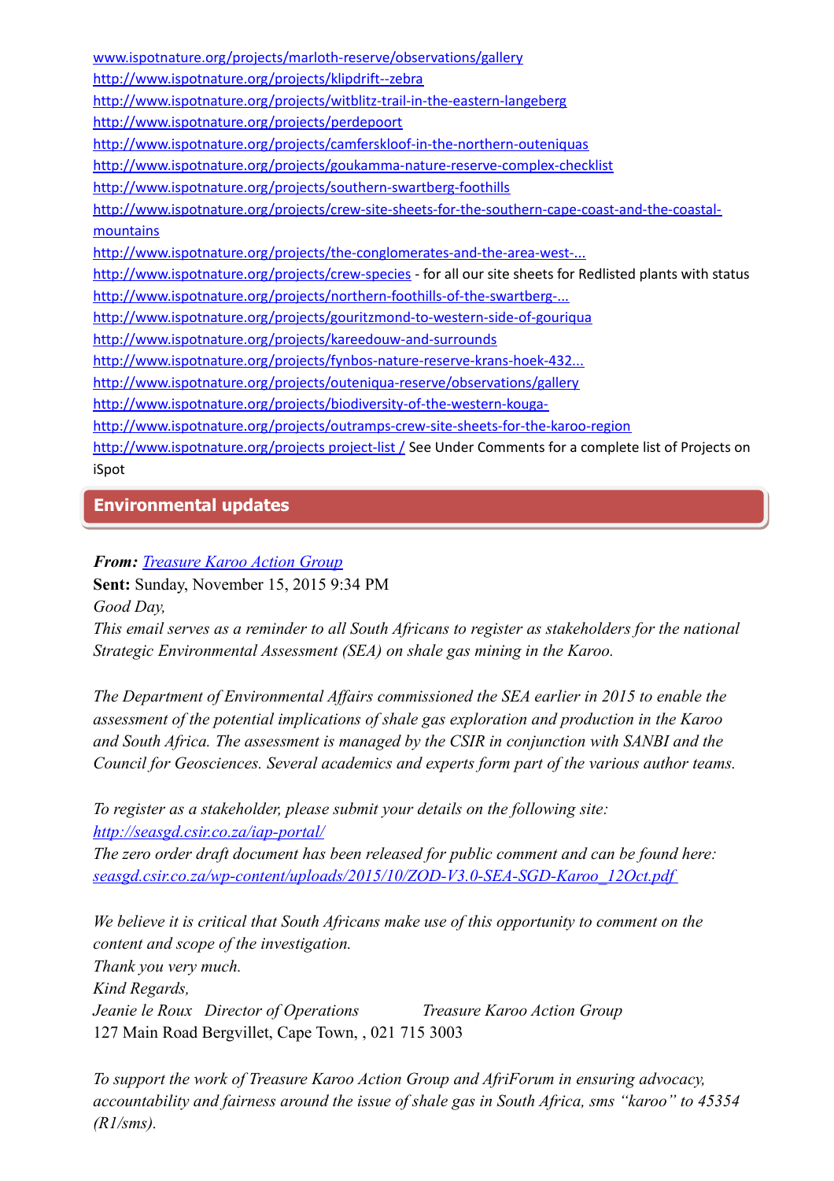www.ispotnature.org/projects/marloth-reserve/observations/gallery
http://www.ispotnature.org/projects/klipdrift--zebra
http://www.ispotnature.org/projects/witblitz-trail-in-the-eastern-langeberg
http://www.ispotnature.org/projects/perdepoort
http://www.ispotnature.org/projects/camferskloof-in-the-northern-outeniquas
http://www.ispotnature.org/projects/goukamma-nature-reserve-complex-checklist
http://www.ispotnature.org/projects/southern-swartberg-foothills
http://www.ispotnature.org/projects/crew-site-sheets-for-the-southern-cape-coast-and-the-coastal-mountains
http://www.ispotnature.org/projects/the-conglomerates-and-the-area-west-...
http://www.ispotnature.org/projects/crew-species - for all our site sheets for Redlisted plants with status
http://www.ispotnature.org/projects/northern-foothills-of-the-swartberg-...
http://www.ispotnature.org/projects/gouritzmond-to-western-side-of-gouriqua
http://www.ispotnature.org/projects/kareedouw-and-surrounds
http://www.ispotnature.org/projects/fynbos-nature-reserve-krans-hoek-432...
http://www.ispotnature.org/projects/outeniqua-reserve/observations/gallery
http://www.ispotnature.org/projects/biodiversity-of-the-western-kouga-
http://www.ispotnature.org/projects/outramps-crew-site-sheets-for-the-karoo-region
http://www.ispotnature.org/projects project-list / See Under Comments for a complete list of Projects on iSpot

## Environmental updates

***From:*** *Treasure Karoo Action Group*
**Sent:** Sunday, November 15, 2015 9:34 PM
*Good Day,*
*This email serves as a reminder to all South Africans to register as stakeholders for the national Strategic Environmental Assessment (SEA) on shale gas mining in the Karoo.*

*The Department of Environmental Affairs commissioned the SEA earlier in 2015 to enable the assessment of the potential implications of shale gas exploration and production in the Karoo and South Africa. The assessment is managed by the CSIR in conjunction with SANBI and the Council for Geosciences. Several academics and experts form part of the various author teams.*

*To register as a stakeholder, please submit your details on the following site:*
*http://seasgd.csir.co.za/iap-portal/*
*The zero order draft document has been released for public comment and can be found here:*
*seasgd.csir.co.za/wp-content/uploads/2015/10/ZOD-V3.0-SEA-SGD-Karoo_12Oct.pdf*

*We believe it is critical that South Africans make use of this opportunity to comment on the content and scope of the investigation.*
*Thank you very much.*
*Kind Regards,*
*Jeanie le Roux Director of Operations Treasure Karoo Action Group*
127 Main Road Bergvillet, Cape Town, , 021 715 3003

*To support the work of Treasure Karoo Action Group and AfriForum in ensuring advocacy, accountability and fairness around the issue of shale gas in South Africa, sms "karoo" to 45354 (R1/sms).*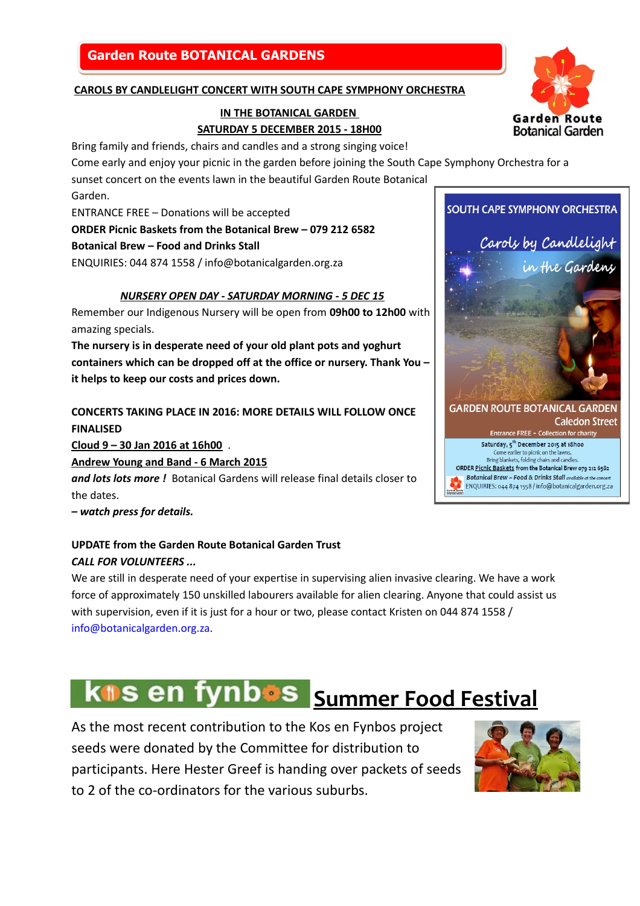## Garden Route BOTANICAL GARDENS

**CAROLS BY CANDLELIGHT CONCERT WITH SOUTH CAPE SYMPHONY ORCHESTRA**

**IN THE BOTANICAL GARDEN**
**SATURDAY 5 DECEMBER 2015 - 18H00**

Bring family and friends, chairs and candles and a strong singing voice!
Come early and enjoy your picnic in the garden before joining the South Cape Symphony Orchestra for a sunset concert on the events lawn in the beautiful Garden Route Botanical Garden.
ENTRANCE FREE – Donations will be accepted
**ORDER Picnic Baskets from the Botanical Brew – 079 212 6582**
**Botanical Brew – Food and Drinks Stall**
ENQUIRIES: 044 874 1558 / info@botanicalgarden.org.za

***NURSERY OPEN DAY - SATURDAY MORNING - 5 DEC 15***

Remember our Indigenous Nursery will be open from **09h00 to 12h00** with amazing specials.
**The nursery is in desperate need of your old plant pots and yoghurt containers which can be dropped off at the office or nursery. Thank You – it helps to keep our costs and prices down.**

**CONCERTS TAKING PLACE IN 2016: MORE DETAILS WILL FOLLOW ONCE FINALISED**
**Cloud 9 – 30 Jan 2016 at 16h00** .
**Andrew Young and Band - 6 March 2015**
***and lots lots more !*** Botanical Gardens will release final details closer to the dates.
***– watch press for details.***

**UPDATE from the Garden Route Botanical Garden Trust**
***CALL FOR VOLUNTEERS ...***
We are still in desperate need of your expertise in supervising alien invasive clearing. We have a work force of approximately 150 unskilled labourers available for alien clearing. Anyone that could assist us with supervision, even if it is just for a hour or two, please contact Kristen on 044 874 1558 / info@botanicalgarden.org.za.

## kos en fynbos Summer Food Festival

As the most recent contribution to the Kos en Fynbos project seeds were donated by the Committee for distribution to participants. Here Hester Greef is handing over packets of seeds to 2 of the co-ordinators for the various suburbs.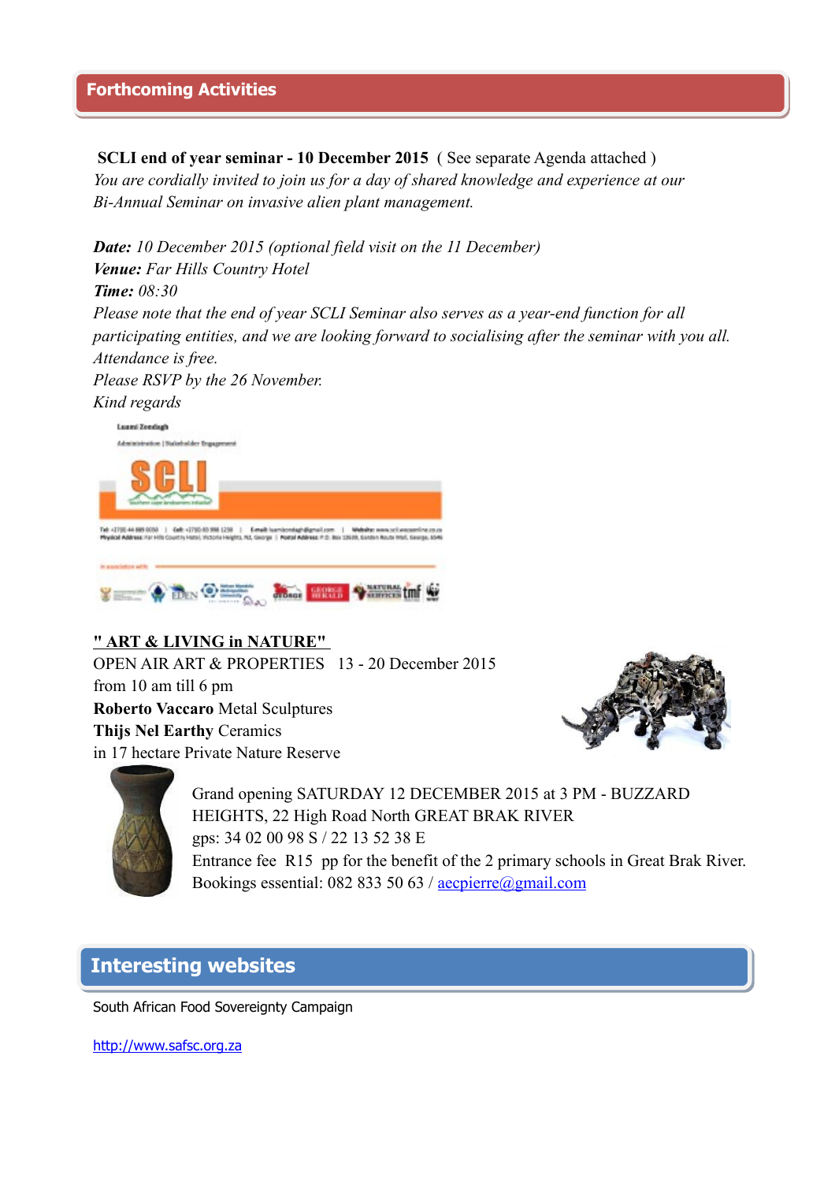## Forthcoming Activities

**SCLI end of year seminar - 10 December 2015** ( See separate Agenda attached )
*You are cordially invited to join us for a day of shared knowledge and experience at our Bi-Annual Seminar on invasive alien plant management.*

***Date:*** *10 December 2015 (optional field visit on the 11 December)*
***Venue:*** *Far Hills Country Hotel*
***Time:*** *08:30*
*Please note that the end of year SCLI Seminar also serves as a year-end function for all participating entities, and we are looking forward to socialising after the seminar with you all.*
*Attendance is free.*
*Please RSVP by the 26 November.*
*Kind regards*

**" ART & LIVING in NATURE"**
OPEN AIR ART & PROPERTIES 13 - 20 December 2015
from 10 am till 6 pm
**Roberto Vaccaro** Metal Sculptures
**Thijs Nel Earthy** Ceramics
in 17 hectare Private Nature Reserve

Grand opening SATURDAY 12 DECEMBER 2015 at 3 PM - BUZZARD HEIGHTS, 22 High Road North GREAT BRAK RIVER
gps: 34 02 00 98 S / 22 13 52 38 E
Entrance fee R15 pp for the benefit of the 2 primary schools in Great Brak River.
Bookings essential: 082 833 50 63 / aecpierre@gmail.com

## Interesting websites

South African Food Sovereignty Campaign

http://www.safsc.org.za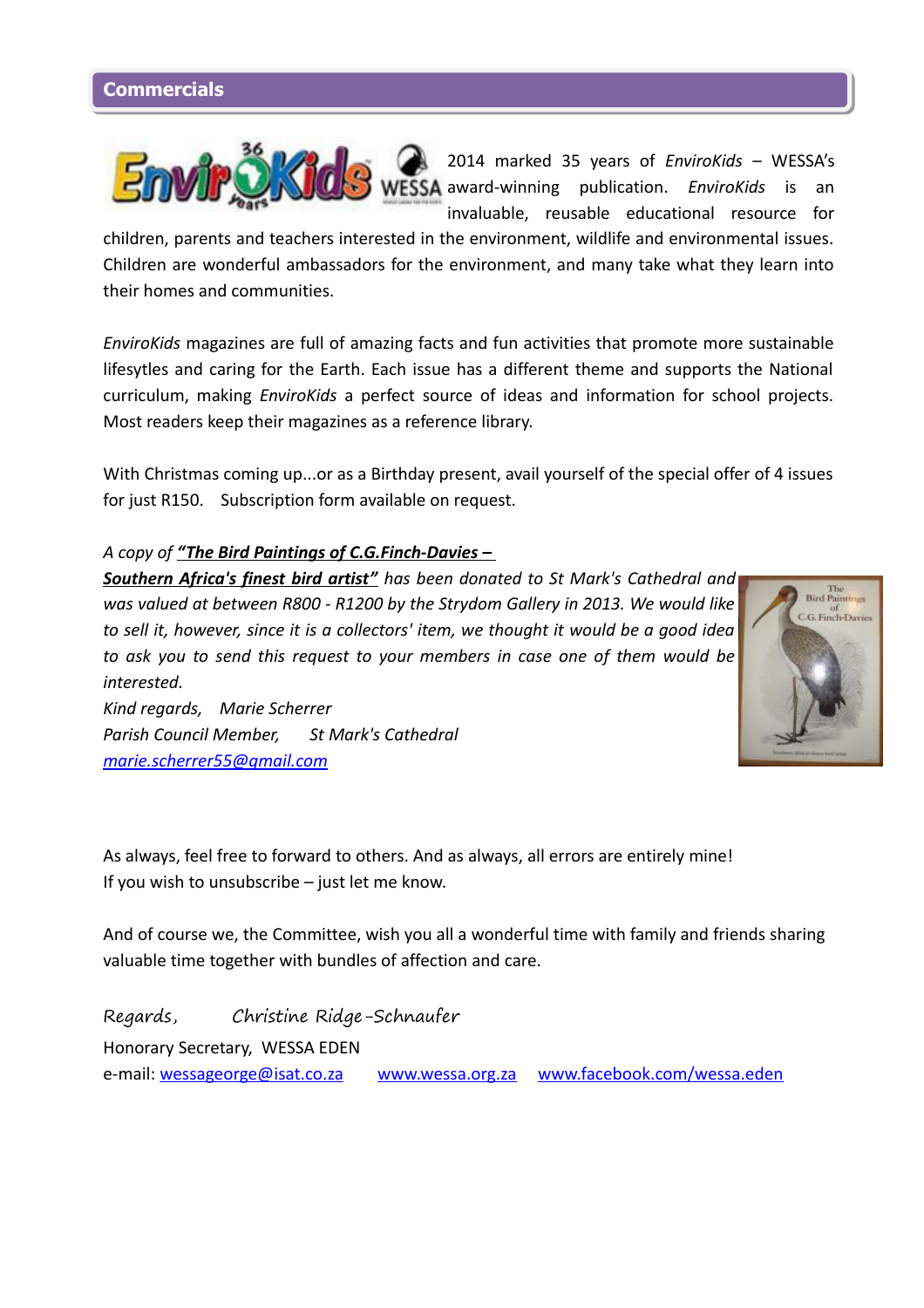## Commercials

2014 marked 35 years of *EnviroKids* – WESSA's award-winning publication. *EnviroKids* is an invaluable, reusable educational resource for children, parents and teachers interested in the environment, wildlife and environmental issues. Children are wonderful ambassadors for the environment, and many take what they learn into their homes and communities.

*EnviroKids* magazines are full of amazing facts and fun activities that promote more sustainable lifesytles and caring for the Earth. Each issue has a different theme and supports the National curriculum, making *EnviroKids* a perfect source of ideas and information for school projects. Most readers keep their magazines as a reference library.

With Christmas coming up...or as a Birthday present, avail yourself of the special offer of 4 issues for just R150. Subscription form available on request.

*A copy of* ***"The Bird Paintings of C.G.Finch-Davies – Southern Africa's finest bird artist"*** *has been donated to St Mark's Cathedral and was valued at between R800 - R1200 by the Strydom Gallery in 2013. We would like to sell it, however, since it is a collectors' item, we thought it would be a good idea to ask you to send this request to your members in case one of them would be interested.*

*Kind regards, Marie Scherrer*
*Parish Council Member, St Mark's Cathedral*
*marie.scherrer55@gmail.com*

As always, feel free to forward to others. And as always, all errors are entirely mine!
If you wish to unsubscribe – just let me know.

And of course we, the Committee, wish you all a wonderful time with family and friends sharing valuable time together with bundles of affection and care.

Regards, Christine Ridge-Schnaufer
Honorary Secretary, WESSA EDEN
e-mail: wessageorge@isat.co.za www.wessa.org.za www.facebook.com/wessa.eden